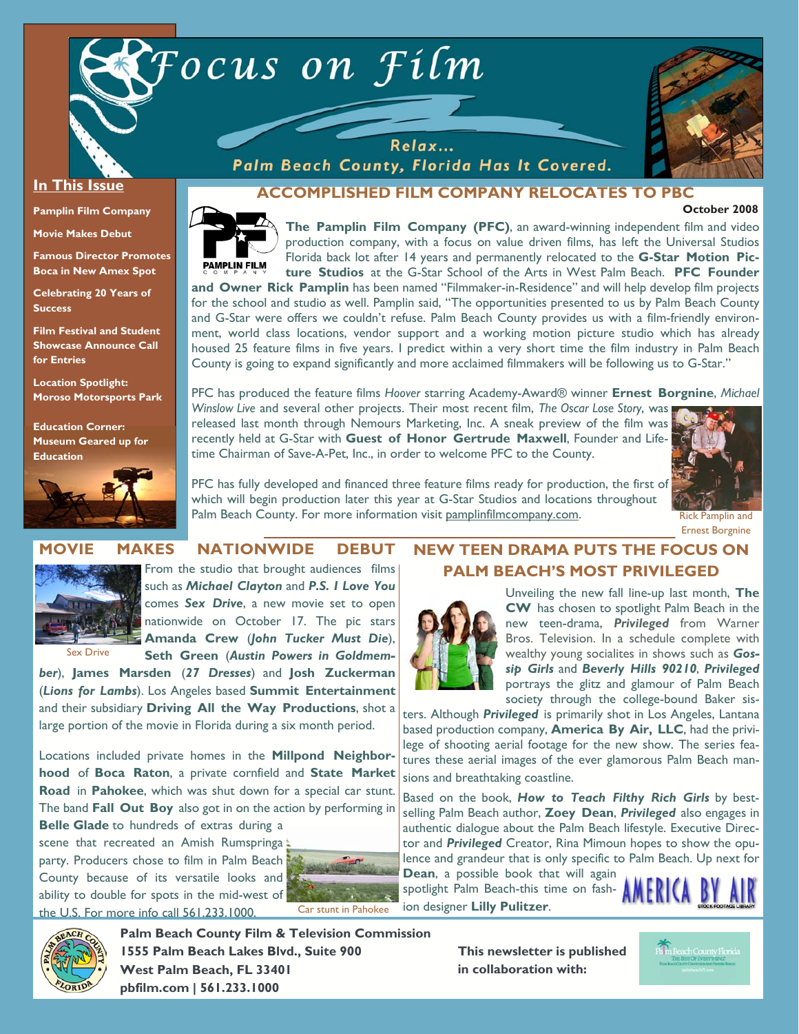# Focus on Film

Relax...
Palm Beach County, Florida Has It Covered.

## In This Issue

**Pamplin Film Company**

**Movie Makes Debut**

**Famous Director Promotes Boca in New Amex Spot**

**Celebrating 20 Years of Success**

**Film Festival and Student Showcase Announce Call for Entries**

**Location Spotlight: Moroso Motorsports Park**

**Education Corner: Museum Geared up for Education**

## ACCOMPLISHED FILM COMPANY RELOCATES TO PBC

**October 2008**

**The Pamplin Film Company (PFC)**, an award-winning independent film and video production company, with a focus on value driven films, has left the Universal Studios Florida back lot after 14 years and permanently relocated to the **G-Star Motion Picture Studios** at the G-Star School of the Arts in West Palm Beach. **PFC Founder and Owner Rick Pamplin** has been named "Filmmaker-in-Residence" and will help develop film projects for the school and studio as well. Pamplin said, "The opportunities presented to us by Palm Beach County and G-Star were offers we couldn't refuse. Palm Beach County provides us with a film-friendly environment, world class locations, vendor support and a working motion picture studio which has already housed 25 feature films in five years. I predict within a very short time the film industry in Palm Beach County is going to expand significantly and more acclaimed filmmakers will be following us to G-Star."

PFC has produced the feature films *Hoover* starring Academy-Award® winner **Ernest Borgnine**, *Michael Winslow Live* and several other projects. Their most recent film, *The Oscar Lose Story*, was released last month through Nemours Marketing, Inc. A sneak preview of the film was recently held at G-Star with **Guest of Honor Gertrude Maxwell**, Founder and Lifetime Chairman of Save-A-Pet, Inc., in order to welcome PFC to the County.

PFC has fully developed and financed three feature films ready for production, the first of which will begin production later this year at G-Star Studios and locations throughout Palm Beach County. For more information visit pamplinfilmcompany.com.

Rick Pamplin and Ernest Borgnine

## MOVIE MAKES NATIONWIDE DEBUT

Sex Drive

From the studio that brought audiences films such as ***Michael Clayton*** and ***P.S. I Love You*** comes ***Sex Drive***, a new movie set to open nationwide on October 17. The pic stars **Amanda Crew** (***John Tucker Must Die***), **Seth Green** (***Austin Powers in Goldmember***), **James Marsden** (***27 Dresses***) and **Josh Zuckerman** (***Lions for Lambs***). Los Angeles based **Summit Entertainment** and their subsidiary **Driving All the Way Productions**, shot a large portion of the movie in Florida during a six month period.

Locations included private homes in the **Millpond Neighborhood** of **Boca Raton**, a private cornfield and **State Market Road** in **Pahokee**, which was shut down for a special car stunt. The band **Fall Out Boy** also got in on the action by performing in **Belle Glade** to hundreds of extras during a scene that recreated an Amish Rumspringa party. Producers chose to film in Palm Beach County because of its versatile looks and ability to double for spots in the mid-west of the U.S. For more info call 561.233.1000.

Car stunt in Pahokee

## NEW TEEN DRAMA PUTS THE FOCUS ON PALM BEACH'S MOST PRIVILEGED

Unveiling the new fall line-up last month, **The CW** has chosen to spotlight Palm Beach in the new teen-drama, ***Privileged*** from Warner Bros. Television. In a schedule complete with wealthy young socialites in shows such as ***Gossip Girls*** and ***Beverly Hills 90210***, ***Privileged*** portrays the glitz and glamour of Palm Beach society through the college-bound Baker sisters. Although ***Privileged*** is primarily shot in Los Angeles, Lantana based production company, **America By Air, LLC**, had the privilege of shooting aerial footage for the new show. The series features these aerial images of the ever glamorous Palm Beach mansions and breathtaking coastline.

Based on the book, ***How to Teach Filthy Rich Girls*** by best-selling Palm Beach author, **Zoey Dean**, ***Privileged*** also engages in authentic dialogue about the Palm Beach lifestyle. Executive Director and ***Privileged*** Creator, Rina Mimoun hopes to show the opulence and grandeur that is only specific to Palm Beach. Up next for **Dean**, a possible book that will again spotlight Palm Beach-this time on fashion designer **Lilly Pulitzer**.

AMERICA BY AIR STOCK FOOTAGE LIBRARY

---

**Palm Beach County Film & Television Commission**
**1555 Palm Beach Lakes Blvd., Suite 900**
**West Palm Beach, FL 33401**
**pbfilm.com | 561.233.1000**

**This newsletter is published in collaboration with:**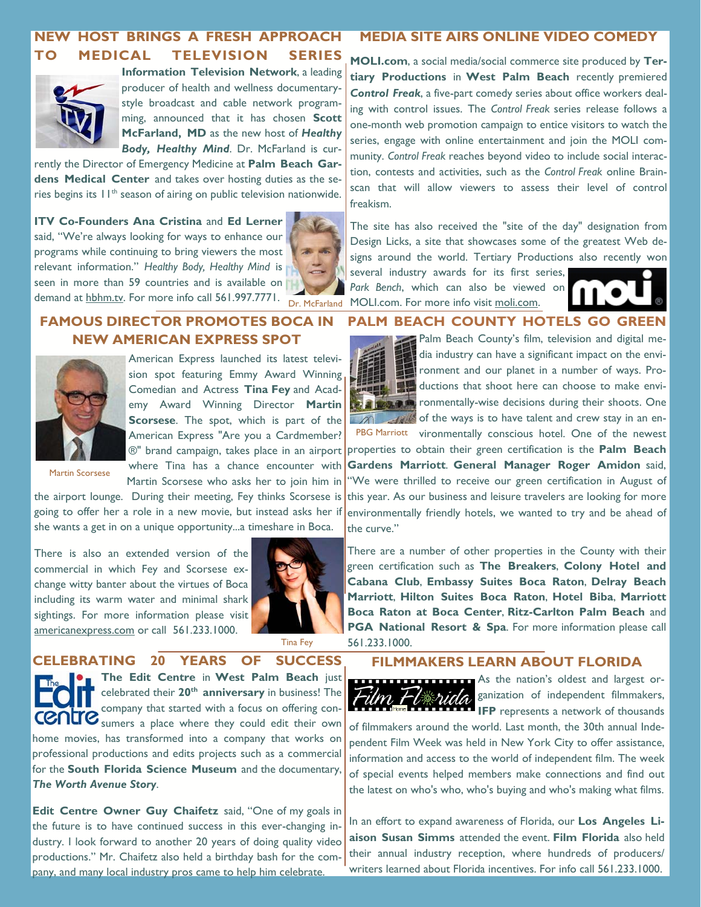## NEW HOST BRINGS A FRESH APPROACH TO MEDICAL TELEVISION SERIES

**Information Television Network**, a leading producer of health and wellness documentary-style broadcast and cable network programming, announced that it has chosen **Scott McFarland, MD** as the new host of ***Healthy Body, Healthy Mind***. Dr. McFarland is currently the Director of Emergency Medicine at **Palm Beach Gardens Medical Center** and takes over hosting duties as the series begins its 11th season of airing on public television nationwide.

**ITV Co-Founders Ana Cristina** and **Ed Lerner** said, "We're always looking for ways to enhance our programs while continuing to bring viewers the most relevant information." *Healthy Body, Healthy Mind* is seen in more than 59 countries and is available on demand at hbhm.tv. For more info call 561.997.7771.

Dr. McFarland

## MEDIA SITE AIRS ONLINE VIDEO COMEDY

**MOLI.com**, a social media/social commerce site produced by **Tertiary Productions** in **West Palm Beach** recently premiered ***Control Freak***, a five-part comedy series about office workers dealing with control issues. The *Control Freak* series release follows a one-month web promotion campaign to entice visitors to watch the series, engage with online entertainment and join the MOLI community. *Control Freak* reaches beyond video to include social interaction, contests and activities, such as the *Control Freak* online Brainscan that will allow viewers to assess their level of control freakism.

The site has also received the "site of the day" designation from Design Licks, a site that showcases some of the greatest Web designs around the world. Tertiary Productions also recently won several industry awards for its first series, *Park Bench*, which can also be viewed on MOLI.com. For more info visit moli.com.

## FAMOUS DIRECTOR PROMOTES BOCA IN NEW AMERICAN EXPRESS SPOT

American Express launched its latest television spot featuring Emmy Award Winning Comedian and Actress **Tina Fey** and Academy Award Winning Director **Martin Scorsese**. The spot, which is part of the American Express "Are you a Cardmember?®" brand campaign, takes place in an airport where Tina has a chance encounter with Martin Scorsese who asks her to join him in the airport lounge. During their meeting, Fey thinks Scorsese is going to offer her a role in a new movie, but instead asks her if she wants a get in on a unique opportunity...a timeshare in Boca.

Martin Scorsese

There is also an extended version of the commercial in which Fey and Scorsese exchange witty banter about the virtues of Boca including its warm water and minimal shark sightings. For more information please visit americanexpress.com or call 561.233.1000.

Tina Fey

## PALM BEACH COUNTY HOTELS GO GREEN

Palm Beach County's film, television and digital media industry can have a significant impact on the environment and our planet in a number of ways. Productions that shoot here can choose to make environmentally-wise decisions during their shoots. One of the ways is to have talent and crew stay in an environmentally conscious hotel. One of the newest properties to obtain their green certification is the **Palm Beach Gardens Marriott**. **General Manager Roger Amidon** said, "We were thrilled to receive our green certification in August of this year. As our business and leisure travelers are looking for more environmentally friendly hotels, we wanted to try and be ahead of the curve."

PBG Marriott

There are a number of other properties in the County with their green certification such as **The Breakers**, **Colony Hotel and Cabana Club**, **Embassy Suites Boca Raton**, **Delray Beach Marriott**, **Hilton Suites Boca Raton**, **Hotel Biba**, **Marriott Boca Raton at Boca Center**, **Ritz-Carlton Palm Beach** and **PGA National Resort & Spa**. For more information please call 561.233.1000.

## CELEBRATING 20 YEARS OF SUCCESS

**The Edit Centre** in **West Palm Beach** just celebrated their **20th anniversary** in business! The company that started with a focus on offering consumers a place where they could edit their own home movies, has transformed into a company that works on professional productions and edits projects such as a commercial for the **South Florida Science Museum** and the documentary, ***The Worth Avenue Story***.

**Edit Centre Owner Guy Chaifetz** said, "One of my goals in the future is to have continued success in this ever-changing industry. I look forward to another 20 years of doing quality video productions." Mr. Chaifetz also held a birthday bash for the company, and many local industry pros came to help him celebrate.

## FILMMAKERS LEARN ABOUT FLORIDA

As the nation's oldest and largest organization of independent filmmakers, **IFP** represents a network of thousands of filmmakers around the world. Last month, the 30th annual Independent Film Week was held in New York City to offer assistance, information and access to the world of independent film. The week of special events helped members make connections and find out the latest on who's who, who's buying and who's making what films.

In an effort to expand awareness of Florida, our **Los Angeles Liaison Susan Simms** attended the event. **Film Florida** also held their annual industry reception, where hundreds of producers/writers learned about Florida incentives. For info call 561.233.1000.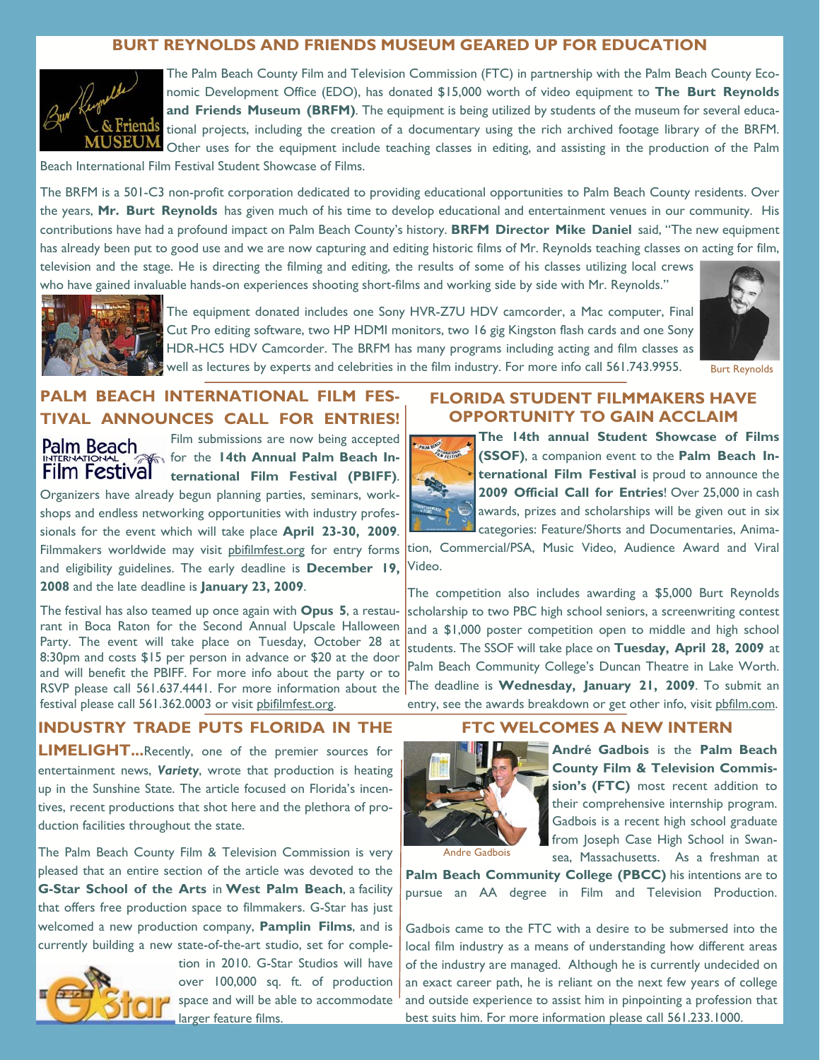## BURT REYNOLDS AND FRIENDS MUSEUM GEARED UP FOR EDUCATION

The Palm Beach County Film and Television Commission (FTC) in partnership with the Palm Beach County Economic Development Office (EDO), has donated $15,000 worth of video equipment to **The Burt Reynolds and Friends Museum (BRFM)**. The equipment is being utilized by students of the museum for several educational projects, including the creation of a documentary using the rich archived footage library of the BRFM. Other uses for the equipment include teaching classes in editing, and assisting in the production of the Palm Beach International Film Festival Student Showcase of Films.

The BRFM is a 501-C3 non-profit corporation dedicated to providing educational opportunities to Palm Beach County residents. Over the years, **Mr. Burt Reynolds** has given much of his time to develop educational and entertainment venues in our community. His contributions have had a profound impact on Palm Beach County's history. **BRFM Director Mike Daniel** said, "The new equipment has already been put to good use and we are now capturing and editing historic films of Mr. Reynolds teaching classes on acting for film, television and the stage. He is directing the filming and editing, the results of some of his classes utilizing local crews who have gained invaluable hands-on experiences shooting short-films and working side by side with Mr. Reynolds."

The equipment donated includes one Sony HVR-Z7U HDV camcorder, a Mac computer, Final Cut Pro editing software, two HP HDMI monitors, two 16 gig Kingston flash cards and one Sony HDR-HC5 HDV Camcorder. The BRFM has many programs including acting and film classes as well as lectures by experts and celebrities in the film industry. For more info call 561.743.9955.

Burt Reynolds

## PALM BEACH INTERNATIONAL FILM FESTIVAL ANNOUNCES CALL FOR ENTRIES!

Film submissions are now being accepted for the **14th Annual Palm Beach International Film Festival (PBIFF)**. Organizers have already begun planning parties, seminars, workshops and endless networking opportunities with industry professionals for the event which will take place **April 23-30, 2009**. Filmmakers worldwide may visit pbifilmfest.org for entry forms and eligibility guidelines. The early deadline is **December 19, 2008** and the late deadline is **January 23, 2009**.

The festival has also teamed up once again with **Opus 5**, a restaurant in Boca Raton for the Second Annual Upscale Halloween Party. The event will take place on Tuesday, October 28 at 8:30pm and costs $15 per person in advance or $20 at the door and will benefit the PBIFF. For more info about the party or to RSVP please call 561.637.4441. For more information about the festival please call 561.362.0003 or visit pbifilmfest.org.

## FLORIDA STUDENT FILMMAKERS HAVE OPPORTUNITY TO GAIN ACCLAIM

**The 14th annual Student Showcase of Films (SSOF)**, a companion event to the **Palm Beach International Film Festival** is proud to announce the **2009 Official Call for Entries**! Over 25,000 in cash awards, prizes and scholarships will be given out in six categories: Feature/Shorts and Documentaries, Animation, Commercial/PSA, Music Video, Audience Award and Viral Video.

The competition also includes awarding a $5,000 Burt Reynolds scholarship to two PBC high school seniors, a screenwriting contest and a $1,000 poster competition open to middle and high school students. The SSOF will take place on **Tuesday, April 28, 2009** at Palm Beach Community College's Duncan Theatre in Lake Worth. The deadline is **Wednesday, January 21, 2009**. To submit an entry, see the awards breakdown or get other info, visit pbfilm.com.

## INDUSTRY TRADE PUTS FLORIDA IN THE LIMELIGHT...

Recently, one of the premier sources for entertainment news, ***Variety***, wrote that production is heating up in the Sunshine State. The article focused on Florida's incentives, recent productions that shot here and the plethora of production facilities throughout the state.

The Palm Beach County Film & Television Commission is very pleased that an entire section of the article was devoted to the **G-Star School of the Arts** in **West Palm Beach**, a facility that offers free production space to filmmakers. G-Star has just welcomed a new production company, **Pamplin Films**, and is currently building a new state-of-the-art studio, set for completion in 2010. G-Star Studios will have over 100,000 sq. ft. of production space and will be able to accommodate larger feature films.

## FTC WELCOMES A NEW INTERN

Andre Gadbois

**André Gadbois** is the **Palm Beach County Film & Television Commission's (FTC)** most recent addition to their comprehensive internship program. Gadbois is a recent high school graduate from Joseph Case High School in Swansea, Massachusetts. As a freshman at **Palm Beach Community College (PBCC)** his intentions are to pursue an AA degree in Film and Television Production.

Gadbois came to the FTC with a desire to be submersed into the local film industry as a means of understanding how different areas of the industry are managed. Although he is currently undecided on an exact career path, he is reliant on the next few years of college and outside experience to assist him in pinpointing a profession that best suits him. For more information please call 561.233.1000.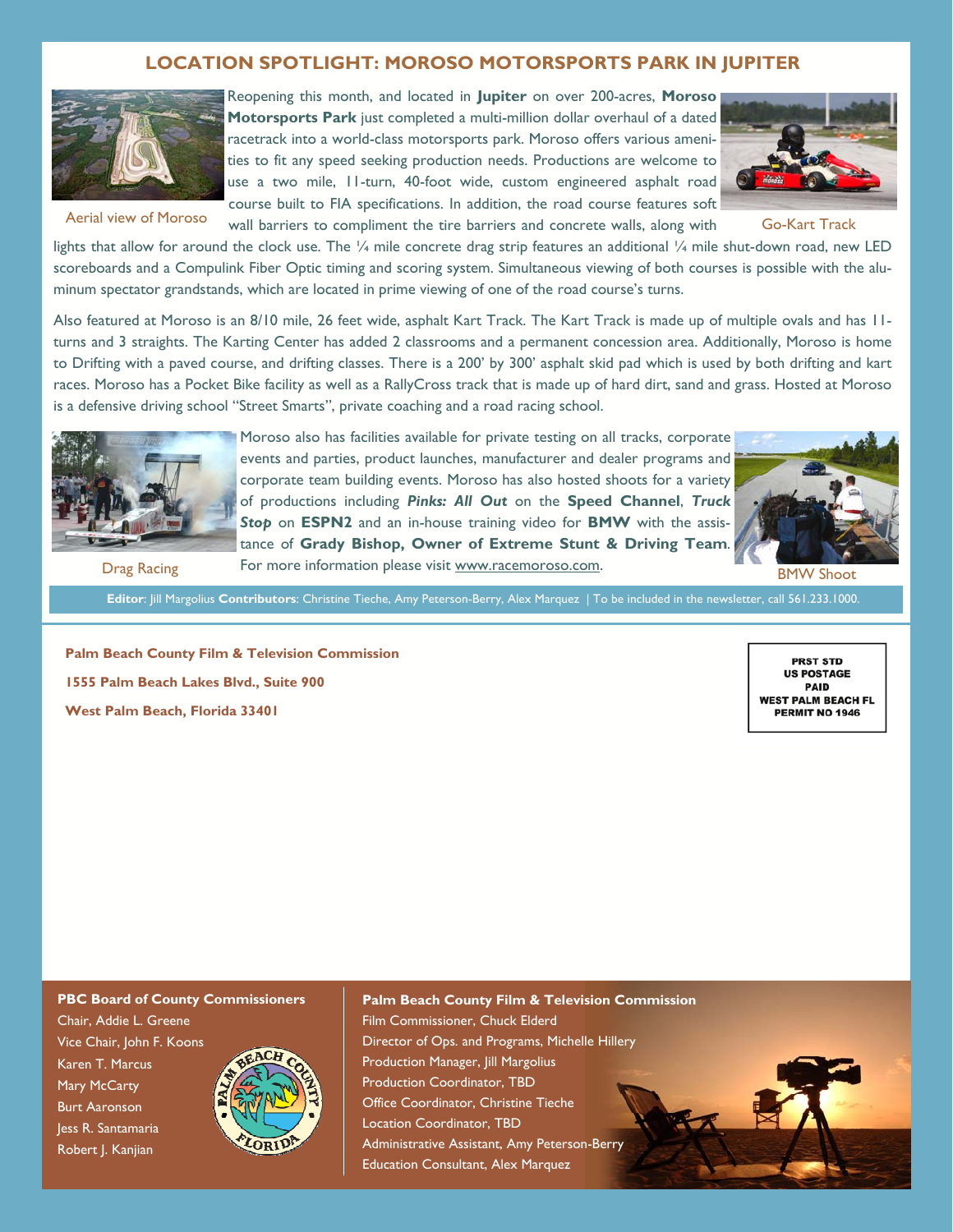## LOCATION SPOTLIGHT: MOROSO MOTORSPORTS PARK IN JUPITER

Aerial view of Moroso

Go-Kart Track

Reopening this month, and located in **Jupiter** on over 200-acres, **Moroso Motorsports Park** just completed a multi-million dollar overhaul of a dated racetrack into a world-class motorsports park. Moroso offers various amenities to fit any speed seeking production needs. Productions are welcome to use a two mile, 11-turn, 40-foot wide, custom engineered asphalt road course built to FIA specifications. In addition, the road course features soft wall barriers to compliment the tire barriers and concrete walls, along with lights that allow for around the clock use. The ¼ mile concrete drag strip features an additional ¼ mile shut-down road, new LED scoreboards and a Compulink Fiber Optic timing and scoring system. Simultaneous viewing of both courses is possible with the aluminum spectator grandstands, which are located in prime viewing of one of the road course's turns.

Also featured at Moroso is an 8/10 mile, 26 feet wide, asphalt Kart Track. The Kart Track is made up of multiple ovals and has 11-turns and 3 straights. The Karting Center has added 2 classrooms and a permanent concession area. Additionally, Moroso is home to Drifting with a paved course, and drifting classes. There is a 200' by 300' asphalt skid pad which is used by both drifting and kart races. Moroso has a Pocket Bike facility as well as a RallyCross track that is made up of hard dirt, sand and grass. Hosted at Moroso is a defensive driving school "Street Smarts", private coaching and a road racing school.

Drag Racing

BMW Shoot

Moroso also has facilities available for private testing on all tracks, corporate events and parties, product launches, manufacturer and dealer programs and corporate team building events. Moroso has also hosted shoots for a variety of productions including ***Pinks: All Out*** on the **Speed Channel**, ***Truck Stop*** on **ESPN2** and an in-house training video for **BMW** with the assistance of **Grady Bishop, Owner of Extreme Stunt & Driving Team**. For more information please visit www.racemoroso.com.

**Editor**: Jill Margolius **Contributors**: Christine Tieche, Amy Peterson-Berry, Alex Marquez | To be included in the newsletter, call 561.233.1000.

**Palm Beach County Film & Television Commission**

**1555 Palm Beach Lakes Blvd., Suite 900**

**West Palm Beach, Florida 33401**

PRST STD
US POSTAGE
PAID
WEST PALM BEACH FL
PERMIT NO 1946

**PBC Board of County Commissioners**

Chair, Addie L. Greene
Vice Chair, John F. Koons
Karen T. Marcus
Mary McCarty
Burt Aaronson
Jess R. Santamaria
Robert J. Kanjian

**Palm Beach County Film & Television Commission**

Film Commissioner, Chuck Elderd
Director of Ops. and Programs, Michelle Hillery
Production Manager, Jill Margolius
Production Coordinator, TBD
Office Coordinator, Christine Tieche
Location Coordinator, TBD
Administrative Assistant, Amy Peterson-Berry
Education Consultant, Alex Marquez